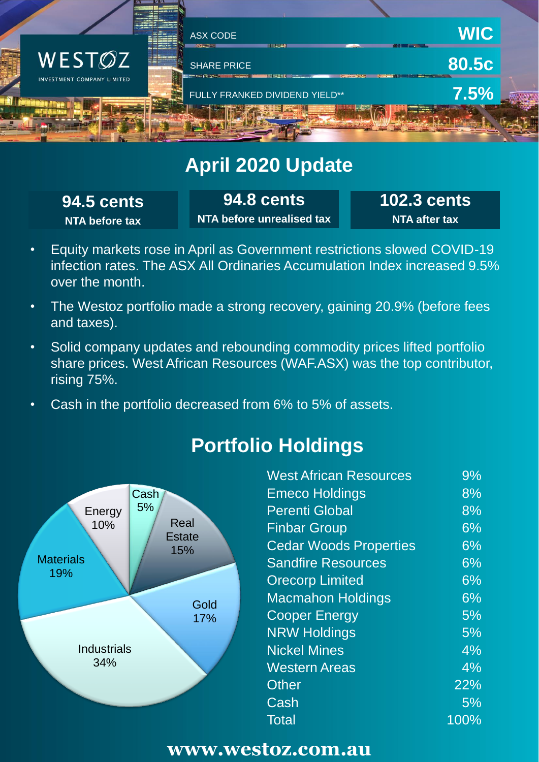WESTOZ
INVESTMENT COMPANY LIMITED

| ASX CODE | WIC |
| --- | --- |
| SHARE PRICE | 80.5c |
| FULLY FRANKED DIVIDEND YIELD** | 7.5% |

# April 2020 Update

| 94.5 cents | 94.8 cents | 102.3 cents |
| --- | --- | --- |
| NTA before tax | NTA before unrealised tax | NTA after tax |

- Equity markets rose in April as Government restrictions slowed COVID-19 infection rates. The ASX All Ordinaries Accumulation Index increased 9.5% over the month.
- The Westoz portfolio made a strong recovery, gaining 20.9% (before fees and taxes).
- Solid company updates and rebounding commodity prices lifted portfolio share prices. West African Resources (WAF.ASX) was the top contributor, rising 75%.
- Cash in the portfolio decreased from 6% to 5% of assets.

## Portfolio Holdings

| Sector | Allocation |
| --- | --- |
| Industrials | 34% |
| Materials | 19% |
| Gold | 17% |
| Real Estate | 15% |
| Energy | 10% |
| Cash | 5% |

| Holding | Weight |
| --- | --- |
| West African Resources | 9% |
| Emeco Holdings | 8% |
| Perenti Global | 8% |
| Finbar Group | 6% |
| Cedar Woods Properties | 6% |
| Sandfire Resources | 6% |
| Orecorp Limited | 6% |
| Macmahon Holdings | 6% |
| Cooper Energy | 5% |
| NRW Holdings | 5% |
| Nickel Mines | 4% |
| Western Areas | 4% |
| Other | 22% |
| Cash | 5% |
| Total | 100% |

www.westoz.com.au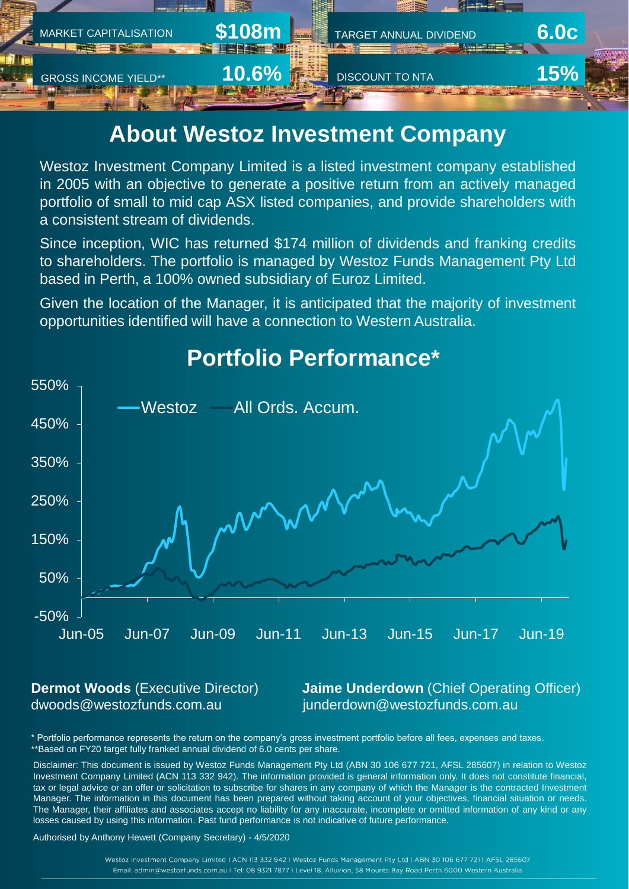MARKET CAPITALISATION **$108m**

TARGET ANNUAL DIVIDEND **6.0c**

GROSS INCOME YIELD** **10.6%**

DISCOUNT TO NTA **15%**

# About Westoz Investment Company

Westoz Investment Company Limited is a listed investment company established in 2005 with an objective to generate a positive return from an actively managed portfolio of small to mid cap ASX listed companies, and provide shareholders with a consistent stream of dividends.

Since inception, WIC has returned $174 million of dividends and franking credits to shareholders. The portfolio is managed by Westoz Funds Management Pty Ltd based in Perth, a 100% owned subsidiary of Euroz Limited.

Given the location of the Manager, it is anticipated that the majority of investment opportunities identified will have a connection to Western Australia.

# Portfolio Performance*

Westoz

All Ords. Accum.

550%

450%

350%

250%

150%

50%

-50%

Jun-05 Jun-07 Jun-09 Jun-11 Jun-13 Jun-15 Jun-17 Jun-19

**Dermot Woods** (Executive Director)
dwoods@westozfunds.com.au

**Jaime Underdown** (Chief Operating Officer)
junderdown@westozfunds.com.au

* Portfolio performance represents the return on the company's gross investment portfolio before all fees, expenses and taxes.
**Based on FY20 target fully franked annual dividend of 6.0 cents per share.

Disclaimer: This document is issued by Westoz Funds Management Pty Ltd (ABN 30 106 677 721, AFSL 285607) in relation to Westoz Investment Company Limited (ACN 113 332 942). The information provided is general information only. It does not constitute financial, tax or legal advice or an offer or solicitation to subscribe for shares in any company of which the Manager is the contracted Investment Manager. The information in this document has been prepared without taking account of your objectives, financial situation or needs. The Manager, their affiliates and associates accept no liability for any inaccurate, incomplete or omitted information of any kind or any losses caused by using this information. Past fund performance is not indicative of future performance.

Authorised by Anthony Hewett (Company Secretary) - 4/5/2020

Westoz Investment Company Limited I ACN 113 332 942 I Westoz Funds Management Pty Ltd I ABN 30 106 677 721 I AFSL 285607
Email: admin@westozfunds.com.au I Tel: 08 9321 7877 I Level 18, Alluvion, 58 Mounts Bay Road Perth 6000 Western Australia